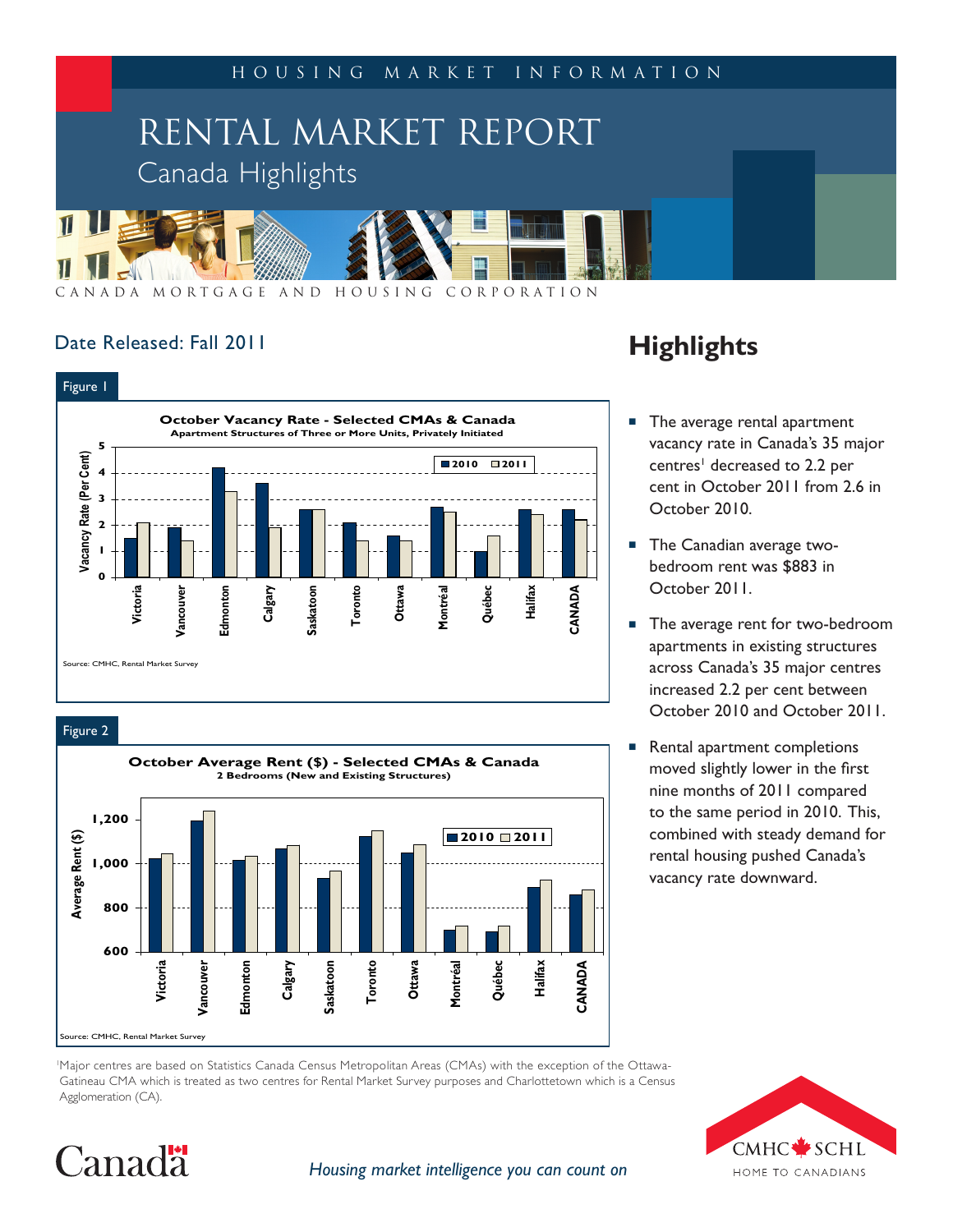HOUSING MARKET INFORMATION

# RENTAL MARKET REPORT

## Canada Highlights

CANADA MORTGAGE AND HOUSING CORPORATION

Date Released: Fall 2011

Figure 1

**October Vacancy Rate - Selected CMAs & Canada**
Apartment Structures of Three or More Units, Privately Initiated

Source: CMHC, Rental Market Survey

Figure 2

**October Average Rent ($) - Selected CMAs & Canada**
2 Bedrooms (New and Existing Structures)

Source: CMHC, Rental Market Survey

## Highlights

- The average rental apartment vacancy rate in Canada's 35 major centres[1] decreased to 2.2 per cent in October 2011 from 2.6 in October 2010.
- The Canadian average two-bedroom rent was $883 in October 2011.
- The average rent for two-bedroom apartments in existing structures across Canada's 35 major centres increased 2.2 per cent between October 2010 and October 2011.
- Rental apartment completions moved slightly lower in the first nine months of 2011 compared to the same period in 2010. This, combined with steady demand for rental housing pushed Canada's vacancy rate downward.

[1] Major centres are based on Statistics Canada Census Metropolitan Areas (CMAs) with the exception of the Ottawa-Gatineau CMA which is treated as two centres for Rental Market Survey purposes and Charlottetown which is a Census Agglomeration (CA).

*Housing market intelligence you can count on*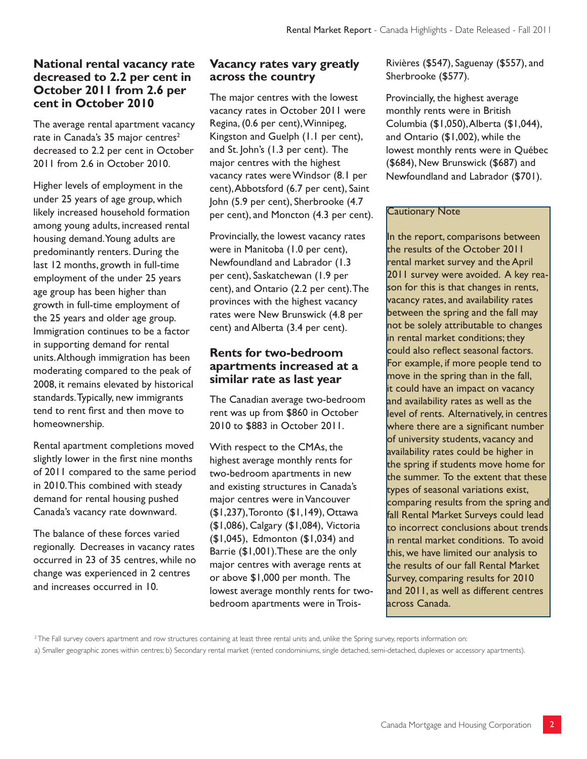## National rental vacancy rate decreased to 2.2 per cent in October 2011 from 2.6 per cent in October 2010

The average rental apartment vacancy rate in Canada's 35 major centres[2] decreased to 2.2 per cent in October 2011 from 2.6 in October 2010.

Higher levels of employment in the under 25 years of age group, which likely increased household formation among young adults, increased rental housing demand. Young adults are predominantly renters. During the last 12 months, growth in full-time employment of the under 25 years age group has been higher than growth in full-time employment of the 25 years and older age group. Immigration continues to be a factor in supporting demand for rental units. Although immigration has been moderating compared to the peak of 2008, it remains elevated by historical standards. Typically, new immigrants tend to rent first and then move to homeownership.

Rental apartment completions moved slightly lower in the first nine months of 2011 compared to the same period in 2010. This combined with steady demand for rental housing pushed Canada's vacancy rate downward.

The balance of these forces varied regionally. Decreases in vacancy rates occurred in 23 of 35 centres, while no change was experienced in 2 centres and increases occurred in 10.

## Vacancy rates vary greatly across the country

The major centres with the lowest vacancy rates in October 2011 were Regina, (0.6 per cent), Winnipeg, Kingston and Guelph (1.1 per cent), and St. John's (1.3 per cent). The major centres with the highest vacancy rates were Windsor (8.1 per cent), Abbotsford (6.7 per cent), Saint John (5.9 per cent), Sherbrooke (4.7 per cent), and Moncton (4.3 per cent).

Provincially, the lowest vacancy rates were in Manitoba (1.0 per cent), Newfoundland and Labrador (1.3 per cent), Saskatchewan (1.9 per cent), and Ontario (2.2 per cent). The provinces with the highest vacancy rates were New Brunswick (4.8 per cent) and Alberta (3.4 per cent).

## Rents for two-bedroom apartments increased at a similar rate as last year

The Canadian average two-bedroom rent was up from $860 in October 2010 to $883 in October 2011.

With respect to the CMAs, the highest average monthly rents for two-bedroom apartments in new and existing structures in Canada's major centres were in Vancouver ($1,237), Toronto ($1,149), Ottawa ($1,086), Calgary ($1,084), Victoria ($1,045), Edmonton ($1,034) and Barrie ($1,001). These are the only major centres with average rents at or above $1,000 per month. The lowest average monthly rents for two-bedroom apartments were in Trois-Rivières ($547), Saguenay ($557), and Sherbrooke ($577).

Provincially, the highest average monthly rents were in British Columbia ($1,050), Alberta ($1,044), and Ontario ($1,002), while the lowest monthly rents were in Québec ($684), New Brunswick ($687) and Newfoundland and Labrador ($701).

**Cautionary Note**

In the report, comparisons between the results of the October 2011 rental market survey and the April 2011 survey were avoided. A key reason for this is that changes in rents, vacancy rates, and availability rates between the spring and the fall may not be solely attributable to changes in rental market conditions; they could also reflect seasonal factors. For example, if more people tend to move in the spring than in the fall, it could have an impact on vacancy and availability rates as well as the level of rents. Alternatively, in centres where there are a significant number of university students, vacancy and availability rates could be higher in the spring if students move home for the summer. To the extent that these types of seasonal variations exist, comparing results from the spring and fall Rental Market Surveys could lead to incorrect conclusions about trends in rental market conditions. To avoid this, we have limited our analysis to the results of our fall Rental Market Survey, comparing results for 2010 and 2011, as well as different centres across Canada.

[2] The Fall survey covers apartment and row structures containing at least three rental units and, unlike the Spring survey, reports information on:
a) Smaller geographic zones within centres; b) Secondary rental market (rented condominiums, single detached, semi-detached, duplexes or accessory apartments).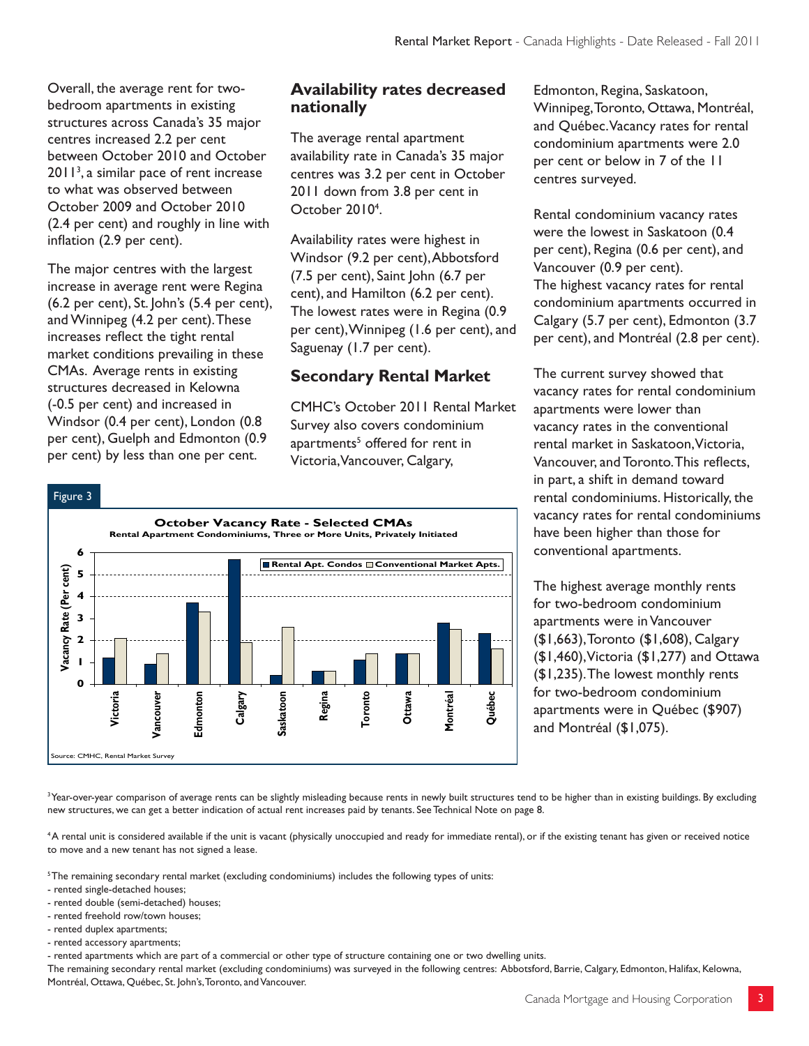Overall, the average rent for two-bedroom apartments in existing structures across Canada's 35 major centres increased 2.2 per cent between October 2010 and October 2011[3], a similar pace of rent increase to what was observed between October 2009 and October 2010 (2.4 per cent) and roughly in line with inflation (2.9 per cent).

The major centres with the largest increase in average rent were Regina (6.2 per cent), St. John's (5.4 per cent), and Winnipeg (4.2 per cent). These increases reflect the tight rental market conditions prevailing in these CMAs. Average rents in existing structures decreased in Kelowna (-0.5 per cent) and increased in Windsor (0.4 per cent), London (0.8 per cent), Guelph and Edmonton (0.9 per cent) by less than one per cent.

## Availability rates decreased nationally

The average rental apartment availability rate in Canada's 35 major centres was 3.2 per cent in October 2011 down from 3.8 per cent in October 2010[4].

Availability rates were highest in Windsor (9.2 per cent), Abbotsford (7.5 per cent), Saint John (6.7 per cent), and Hamilton (6.2 per cent). The lowest rates were in Regina (0.9 per cent), Winnipeg (1.6 per cent), and Saguenay (1.7 per cent).

## Secondary Rental Market

CMHC's October 2011 Rental Market Survey also covers condominium apartments[5] offered for rent in Victoria, Vancouver, Calgary, Edmonton, Regina, Saskatoon, Winnipeg, Toronto, Ottawa, Montréal, and Québec. Vacancy rates for rental condominium apartments were 2.0 per cent or below in 7 of the 11 centres surveyed.

Rental condominium vacancy rates were the lowest in Saskatoon (0.4 per cent), Regina (0.6 per cent), and Vancouver (0.9 per cent). The highest vacancy rates for rental condominium apartments occurred in Calgary (5.7 per cent), Edmonton (3.7 per cent), and Montréal (2.8 per cent).

The current survey showed that vacancy rates for rental condominium apartments were lower than vacancy rates in the conventional rental market in Saskatoon, Victoria, Vancouver, and Toronto. This reflects, in part, a shift in demand toward rental condominiums. Historically, the vacancy rates for rental condominiums have been higher than those for conventional apartments.

The highest average monthly rents for two-bedroom condominium apartments were in Vancouver ($1,663), Toronto ($1,608), Calgary ($1,460), Victoria ($1,277) and Ottawa ($1,235). The lowest monthly rents for two-bedroom condominium apartments were in Québec ($907) and Montréal ($1,075).

Figure 3

**October Vacancy Rate - Selected CMAs**
**Rental Apartment Condominiums, Three or More Units, Privately Initiated**

Source: CMHC, Rental Market Survey

[3] Year-over-year comparison of average rents can be slightly misleading because rents in newly built structures tend to be higher than in existing buildings. By excluding new structures, we can get a better indication of actual rent increases paid by tenants. See Technical Note on page 8.

[4] A rental unit is considered available if the unit is vacant (physically unoccupied and ready for immediate rental), or if the existing tenant has given or received notice to move and a new tenant has not signed a lease.

[5] The remaining secondary rental market (excluding condominiums) includes the following types of units:
- rented single-detached houses;
- rented double (semi-detached) houses;
- rented freehold row/town houses;
- rented duplex apartments;
- rented accessory apartments;
- rented apartments which are part of a commercial or other type of structure containing one or two dwelling units.

The remaining secondary rental market (excluding condominiums) was surveyed in the following centres: Abbotsford, Barrie, Calgary, Edmonton, Halifax, Kelowna, Montréal, Ottawa, Québec, St. John's, Toronto, and Vancouver.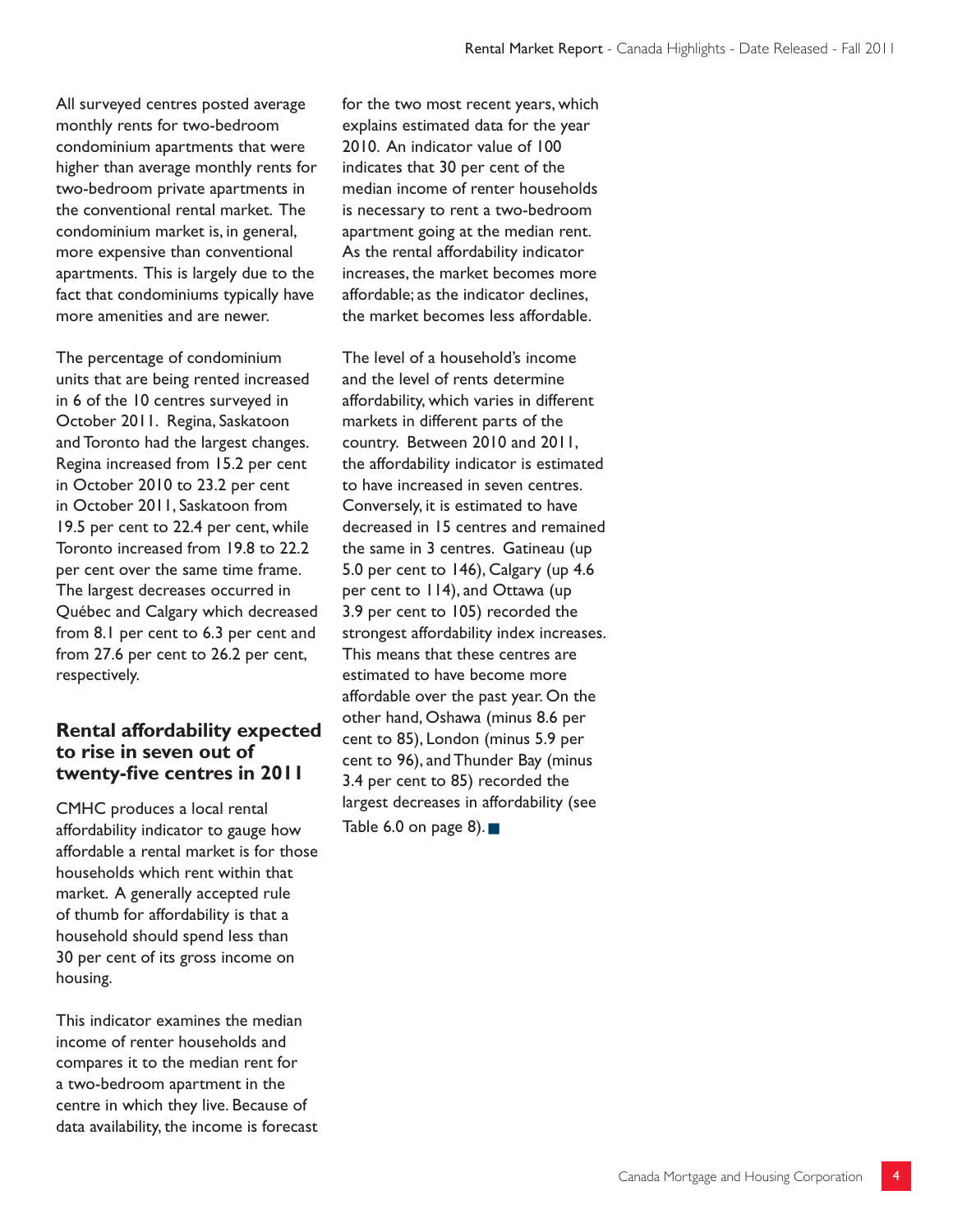All surveyed centres posted average monthly rents for two-bedroom condominium apartments that were higher than average monthly rents for two-bedroom private apartments in the conventional rental market. The condominium market is, in general, more expensive than conventional apartments. This is largely due to the fact that condominiums typically have more amenities and are newer.

The percentage of condominium units that are being rented increased in 6 of the 10 centres surveyed in October 2011. Regina, Saskatoon and Toronto had the largest changes. Regina increased from 15.2 per cent in October 2010 to 23.2 per cent in October 2011, Saskatoon from 19.5 per cent to 22.4 per cent, while Toronto increased from 19.8 to 22.2 per cent over the same time frame. The largest decreases occurred in Québec and Calgary which decreased from 8.1 per cent to 6.3 per cent and from 27.6 per cent to 26.2 per cent, respectively.

## Rental affordability expected to rise in seven out of twenty-five centres in 2011

CMHC produces a local rental affordability indicator to gauge how affordable a rental market is for those households which rent within that market. A generally accepted rule of thumb for affordability is that a household should spend less than 30 per cent of its gross income on housing.

This indicator examines the median income of renter households and compares it to the median rent for a two-bedroom apartment in the centre in which they live. Because of data availability, the income is forecast for the two most recent years, which explains estimated data for the year 2010. An indicator value of 100 indicates that 30 per cent of the median income of renter households is necessary to rent a two-bedroom apartment going at the median rent. As the rental affordability indicator increases, the market becomes more affordable; as the indicator declines, the market becomes less affordable.

The level of a household's income and the level of rents determine affordability, which varies in different markets in different parts of the country. Between 2010 and 2011, the affordability indicator is estimated to have increased in seven centres. Conversely, it is estimated to have decreased in 15 centres and remained the same in 3 centres. Gatineau (up 5.0 per cent to 146), Calgary (up 4.6 per cent to 114), and Ottawa (up 3.9 per cent to 105) recorded the strongest affordability index increases. This means that these centres are estimated to have become more affordable over the past year. On the other hand, Oshawa (minus 8.6 per cent to 85), London (minus 5.9 per cent to 96), and Thunder Bay (minus 3.4 per cent to 85) recorded the largest decreases in affordability (see Table 6.0 on page 8). ■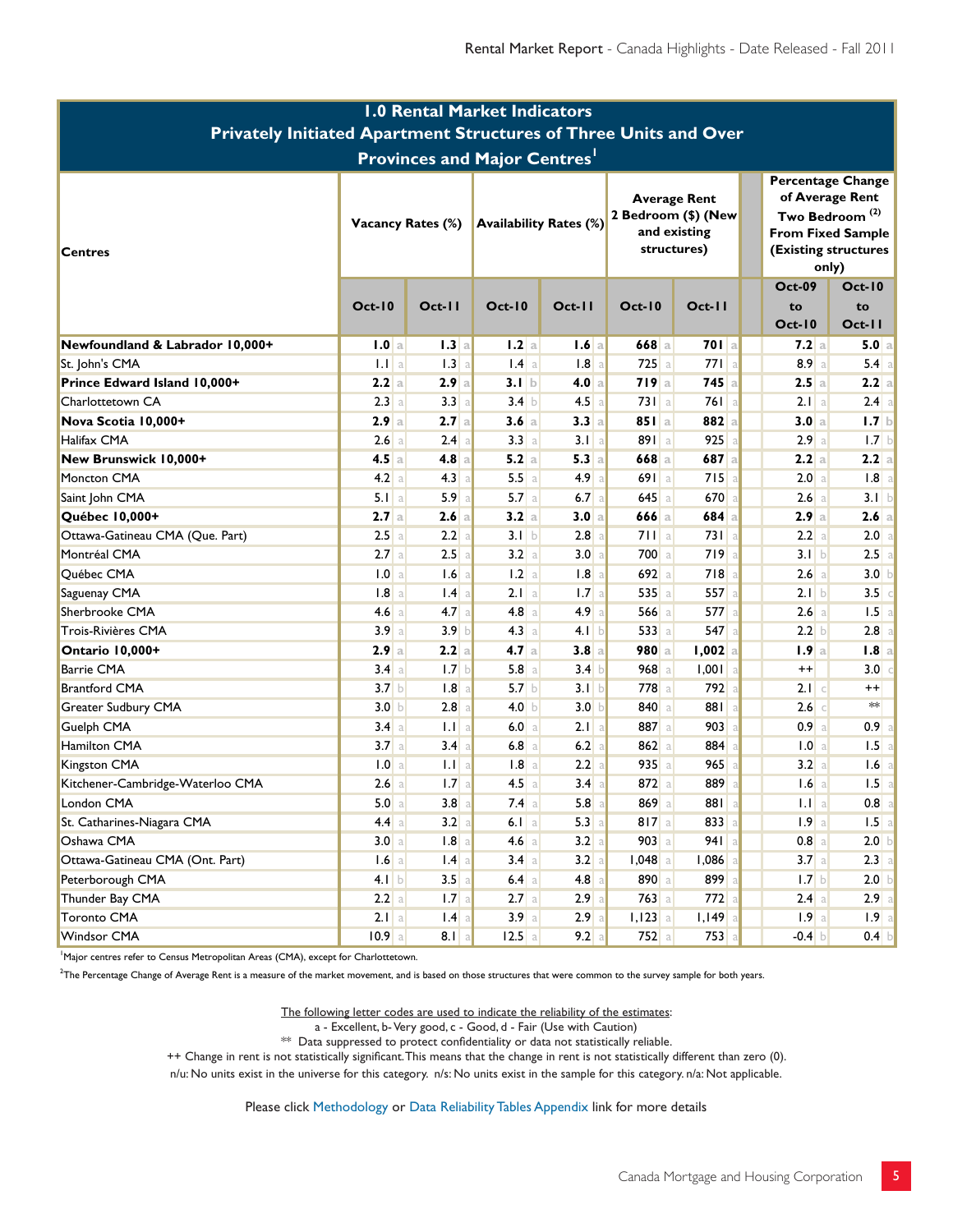## 1.0 Rental Market Indicators
## Privately Initiated Apartment Structures of Three Units and Over
## Provinces and Major Centres[1]

| Centres | Vacancy Rates (%) | | | | Availability Rates (%) | | | | Average Rent 2 Bedroom ($) (New and existing structures) | | | | Percentage Change of Average Rent Two Bedroom (2) From Fixed Sample (Existing structures only) | | | |
|---|---|---|---|---|---|---|---|---|---|---|---|---|---|---|---|---|
| | Oct-10 | | Oct-11 | | Oct-10 | | Oct-11 | | Oct-10 | | Oct-11 | | Oct-09 to Oct-10 | | Oct-10 to Oct-11 | |
| **Newfoundland & Labrador 10,000+** | **1.0** | a | **1.3** | a | **1.2** | a | **1.6** | a | **668** | a | **701** | a | **7.2** | a | **5.0** | a |
| St. John's CMA | 1.1 | a | 1.3 | a | 1.4 | a | 1.8 | a | 725 | a | 771 | a | 8.9 | a | 5.4 | a |
| **Prince Edward Island 10,000+** | **2.2** | a | **2.9** | a | **3.1** | b | **4.0** | a | **719** | a | **745** | a | **2.5** | a | **2.2** | a |
| Charlottetown CA | 2.3 | a | 3.3 | a | 3.4 | b | 4.5 | a | 731 | a | 761 | a | 2.1 | a | 2.4 | a |
| **Nova Scotia 10,000+** | **2.9** | a | **2.7** | a | **3.6** | a | **3.3** | a | **851** | a | **882** | a | **3.0** | a | **1.7** | b |
| Halifax CMA | 2.6 | a | 2.4 | a | 3.3 | a | 3.1 | a | 891 | a | 925 | a | 2.9 | a | 1.7 | b |
| **New Brunswick 10,000+** | **4.5** | a | **4.8** | a | **5.2** | a | **5.3** | a | **668** | a | **687** | a | **2.2** | a | **2.2** | a |
| Moncton CMA | 4.2 | a | 4.3 | a | 5.5 | a | 4.9 | a | 691 | a | 715 | a | 2.0 | a | 1.8 | a |
| Saint John CMA | 5.1 | a | 5.9 | a | 5.7 | a | 6.7 | a | 645 | a | 670 | a | 2.6 | a | 3.1 | b |
| **Québec 10,000+** | **2.7** | a | **2.6** | a | **3.2** | a | **3.0** | a | **666** | a | **684** | a | **2.9** | a | **2.6** | a |
| Ottawa-Gatineau CMA (Que. Part) | 2.5 | a | 2.2 | a | 3.1 | b | 2.8 | a | 711 | a | 731 | a | 2.2 | a | 2.0 | a |
| Montréal CMA | 2.7 | a | 2.5 | a | 3.2 | a | 3.0 | a | 700 | a | 719 | a | 3.1 | b | 2.5 | a |
| Québec CMA | 1.0 | a | 1.6 | a | 1.2 | a | 1.8 | a | 692 | a | 718 | a | 2.6 | a | 3.0 | b |
| Saguenay CMA | 1.8 | a | 1.4 | a | 2.1 | a | 1.7 | a | 535 | a | 557 | a | 2.1 | b | 3.5 | c |
| Sherbrooke CMA | 4.6 | a | 4.7 | a | 4.8 | a | 4.9 | a | 566 | a | 577 | a | 2.6 | a | 1.5 | a |
| Trois-Rivières CMA | 3.9 | a | 3.9 | b | 4.3 | a | 4.1 | b | 533 | a | 547 | a | 2.2 | b | 2.8 | a |
| **Ontario 10,000+** | **2.9** | a | **2.2** | a | **4.7** | a | **3.8** | a | **980** | a | **1,002** | a | **1.9** | a | **1.8** | a |
| Barrie CMA | 3.4 | a | 1.7 | b | 5.8 | a | 3.4 | b | 968 | a | 1,001 | a | ++ | | 3.0 | c |
| Brantford CMA | 3.7 | b | 1.8 | a | 5.7 | b | 3.1 | b | 778 | a | 792 | a | 2.1 | c | ++ | |
| Greater Sudbury CMA | 3.0 | b | 2.8 | a | 4.0 | b | 3.0 | b | 840 | a | 881 | a | 2.6 | c | ** | |
| Guelph CMA | 3.4 | a | 1.1 | a | 6.0 | a | 2.1 | a | 887 | a | 903 | a | 0.9 | a | 0.9 | a |
| Hamilton CMA | 3.7 | a | 3.4 | a | 6.8 | a | 6.2 | a | 862 | a | 884 | a | 1.0 | a | 1.5 | a |
| Kingston CMA | 1.0 | a | 1.1 | a | 1.8 | a | 2.2 | a | 935 | a | 965 | a | 3.2 | a | 1.6 | a |
| Kitchener-Cambridge-Waterloo CMA | 2.6 | a | 1.7 | a | 4.5 | a | 3.4 | a | 872 | a | 889 | a | 1.6 | a | 1.5 | a |
| London CMA | 5.0 | a | 3.8 | a | 7.4 | a | 5.8 | a | 869 | a | 881 | a | 1.1 | a | 0.8 | a |
| St. Catharines-Niagara CMA | 4.4 | a | 3.2 | a | 6.1 | a | 5.3 | a | 817 | a | 833 | a | 1.9 | a | 1.5 | a |
| Oshawa CMA | 3.0 | a | 1.8 | a | 4.6 | a | 3.2 | a | 903 | a | 941 | a | 0.8 | a | 2.0 | b |
| Ottawa-Gatineau CMA (Ont. Part) | 1.6 | a | 1.4 | a | 3.4 | a | 3.2 | a | 1,048 | a | 1,086 | a | 3.7 | a | 2.3 | a |
| Peterborough CMA | 4.1 | b | 3.5 | a | 6.4 | a | 4.8 | a | 890 | a | 899 | a | 1.7 | b | 2.0 | b |
| Thunder Bay CMA | 2.2 | a | 1.7 | a | 2.7 | a | 2.9 | a | 763 | a | 772 | a | 2.4 | a | 2.9 | a |
| Toronto CMA | 2.1 | a | 1.4 | a | 3.9 | a | 2.9 | a | 1,123 | a | 1,149 | a | 1.9 | a | 1.9 | a |
| Windsor CMA | 10.9 | a | 8.1 | a | 12.5 | a | 9.2 | a | 752 | a | 753 | a | -0.4 | b | 0.4 | b |

[1]Major centres refer to Census Metropolitan Areas (CMA), except for Charlottetown.

[2]The Percentage Change of Average Rent is a measure of the market movement, and is based on those structures that were common to the survey sample for both years.

The following letter codes are used to indicate the reliability of the estimates:
a - Excellent, b- Very good, c - Good, d - Fair (Use with Caution)
** Data suppressed to protect confidentiality or data not statistically reliable.
++ Change in rent is not statistically significant. This means that the change in rent is not statistically different than zero (0).
n/u: No units exist in the universe for this category. n/s: No units exist in the sample for this category. n/a: Not applicable.

Please click Methodology or Data Reliability Tables Appendix link for more details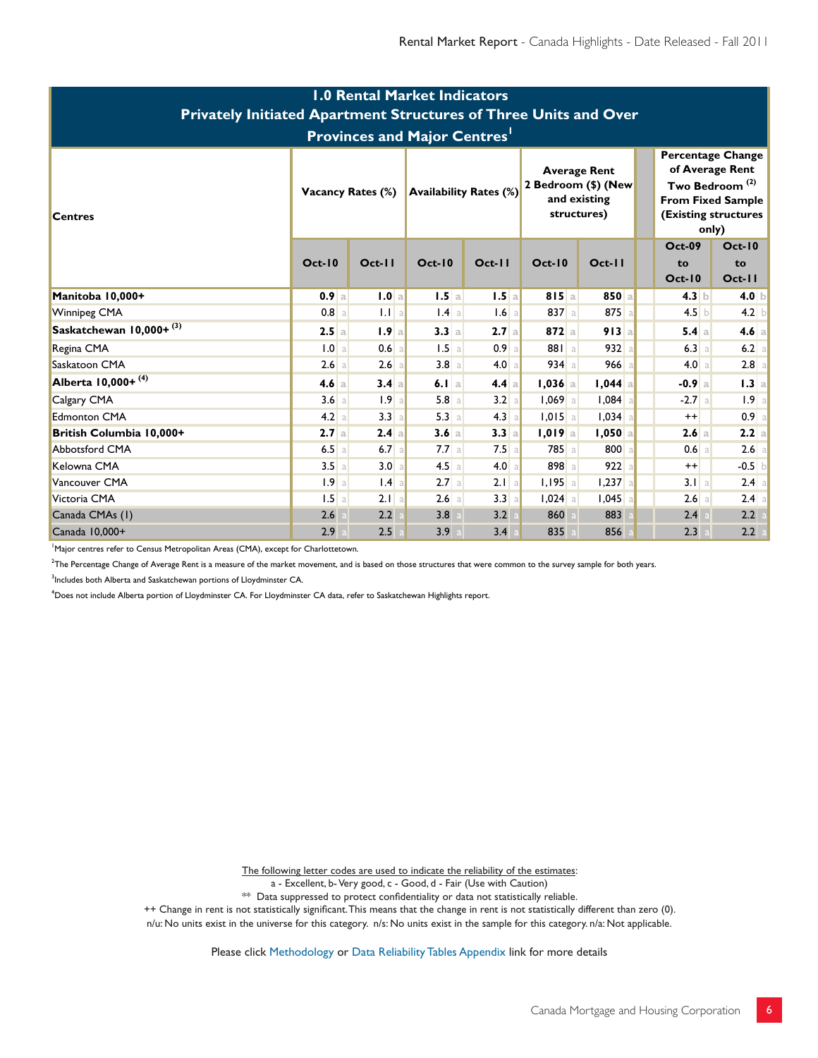## 1.0 Rental Market Indicators
### Privately Initiated Apartment Structures of Three Units and Over
### Provinces and Major Centres[1]

| Centres | Vacancy Rates (%) | | Availability Rates (%) | | Average Rent 2 Bedroom ($) (New and existing structures) | | Percentage Change of Average Rent Two Bedroom [(2)] From Fixed Sample (Existing structures only) | |
|---|---|---|---|---|---|---|---|---|
| | Oct-10 | Oct-11 | Oct-10 | Oct-11 | Oct-10 | Oct-11 | Oct-09 to Oct-10 | Oct-10 to Oct-11 |
| **Manitoba 10,000+** | **0.9** a | **1.0** a | **1.5** a | **1.5** a | **815** a | **850** a | **4.3** b | **4.0** b |
| Winnipeg CMA | 0.8 a | 1.1 a | 1.4 a | 1.6 a | 837 a | 875 a | 4.5 b | 4.2 b |
| **Saskatchewan 10,000+ [(3)]** | **2.5** a | **1.9** a | **3.3** a | **2.7** a | **872** a | **913** a | **5.4** a | **4.6** a |
| Regina CMA | 1.0 a | 0.6 a | 1.5 a | 0.9 a | 881 a | 932 a | 6.3 a | 6.2 a |
| Saskatoon CMA | 2.6 a | 2.6 a | 3.8 a | 4.0 a | 934 a | 966 a | 4.0 a | 2.8 a |
| **Alberta 10,000+ [(4)]** | **4.6** a | **3.4** a | **6.1** a | **4.4** a | **1,036** a | **1,044** a | **-0.9** a | **1.3** a |
| Calgary CMA | 3.6 a | 1.9 a | 5.8 a | 3.2 a | 1,069 a | 1,084 a | -2.7 a | 1.9 a |
| Edmonton CMA | 4.2 a | 3.3 a | 5.3 a | 4.3 a | 1,015 a | 1,034 a | ++ | 0.9 a |
| **British Columbia 10,000+** | **2.7** a | **2.4** a | **3.6** a | **3.3** a | **1,019** a | **1,050** a | **2.6** a | **2.2** a |
| Abbotsford CMA | 6.5 a | 6.7 a | 7.7 a | 7.5 a | 785 a | 800 a | 0.6 a | 2.6 a |
| Kelowna CMA | 3.5 a | 3.0 a | 4.5 a | 4.0 a | 898 a | 922 a | ++ | -0.5 b |
| Vancouver CMA | 1.9 a | 1.4 a | 2.7 a | 2.1 a | 1,195 a | 1,237 a | 3.1 a | 2.4 a |
| Victoria CMA | 1.5 a | 2.1 a | 2.6 a | 3.3 a | 1,024 a | 1,045 a | 2.6 a | 2.4 a |
| Canada CMAs (1) | 2.6 a | 2.2 a | 3.8 a | 3.2 a | 860 a | 883 a | 2.4 a | 2.2 a |
| Canada 10,000+ | 2.9 a | 2.5 a | 3.9 a | 3.4 a | 835 a | 856 a | 2.3 a | 2.2 a |

[1]Major centres refer to Census Metropolitan Areas (CMA), except for Charlottetown.

[2]The Percentage Change of Average Rent is a measure of the market movement, and is based on those structures that were common to the survey sample for both years.

[3]Includes both Alberta and Saskatchewan portions of Lloydminster CA.

[4]Does not include Alberta portion of Lloydminster CA. For Lloydminster CA data, refer to Saskatchewan Highlights report.

The following letter codes are used to indicate the reliability of the estimates:
a - Excellent, b- Very good, c - Good, d - Fair (Use with Caution)
** Data suppressed to protect confidentiality or data not statistically reliable.
++ Change in rent is not statistically significant. This means that the change in rent is not statistically different than zero (0).
n/u: No units exist in the universe for this category. n/s: No units exist in the sample for this category. n/a: Not applicable.

Please click Methodology or Data Reliability Tables Appendix link for more details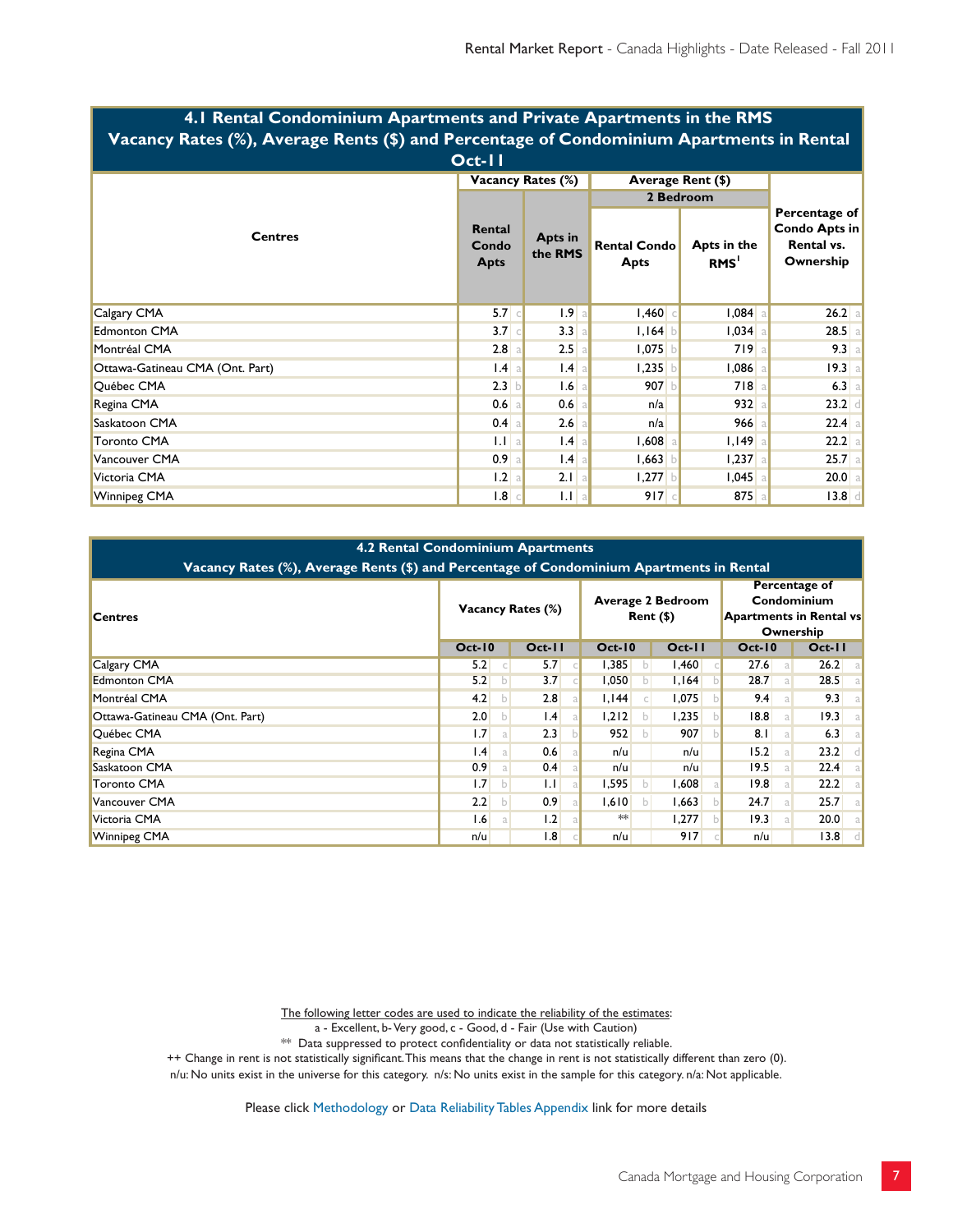## 4.1 Rental Condominium Apartments and Private Apartments in the RMS
### Vacancy Rates (%), Average Rents ($) and Percentage of Condominium Apartments in Rental
### Oct-11

| Centres | Vacancy Rates (%) | | | | Average Rent ($) 2 Bedroom | | | | Percentage of Condo Apts in Rental vs. Ownership | |
|---|---|---|---|---|---|---|---|---|---|---|
| | Rental Condo Apts | | Apts in the RMS | | Rental Condo Apts | | Apts in the RMS[1] | | | |
| Calgary CMA | 5.7 | c | 1.9 | a | 1,460 | c | 1,084 | a | 26.2 | a |
| Edmonton CMA | 3.7 | c | 3.3 | a | 1,164 | b | 1,034 | a | 28.5 | a |
| Montréal CMA | 2.8 | a | 2.5 | a | 1,075 | b | 719 | a | 9.3 | a |
| Ottawa-Gatineau CMA (Ont. Part) | 1.4 | a | 1.4 | a | 1,235 | b | 1,086 | a | 19.3 | a |
| Québec CMA | 2.3 | b | 1.6 | a | 907 | b | 718 | a | 6.3 | a |
| Regina CMA | 0.6 | a | 0.6 | a | n/a | | 932 | a | 23.2 | d |
| Saskatoon CMA | 0.4 | a | 2.6 | a | n/a | | 966 | a | 22.4 | a |
| Toronto CMA | 1.1 | a | 1.4 | a | 1,608 | a | 1,149 | a | 22.2 | a |
| Vancouver CMA | 0.9 | a | 1.4 | a | 1,663 | b | 1,237 | a | 25.7 | a |
| Victoria CMA | 1.2 | a | 2.1 | a | 1,277 | b | 1,045 | a | 20.0 | a |
| Winnipeg CMA | 1.8 | c | 1.1 | a | 917 | c | 875 | a | 13.8 | d |

## 4.2 Rental Condominium Apartments
### Vacancy Rates (%), Average Rents ($) and Percentage of Condominium Apartments in Rental

| Centres | Vacancy Rates (%) | | | | Average 2 Bedroom Rent ($) | | | | Percentage of Condominium Apartments in Rental vs Ownership | | | |
|---|---|---|---|---|---|---|---|---|---|---|---|---|
| | Oct-10 | | Oct-11 | | Oct-10 | | Oct-11 | | Oct-10 | | Oct-11 | |
| Calgary CMA | 5.2 | c | 5.7 | c | 1,385 | b | 1,460 | c | 27.6 | a | 26.2 | a |
| Edmonton CMA | 5.2 | b | 3.7 | c | 1,050 | b | 1,164 | b | 28.7 | a | 28.5 | a |
| Montréal CMA | 4.2 | b | 2.8 | a | 1,144 | c | 1,075 | b | 9.4 | a | 9.3 | a |
| Ottawa-Gatineau CMA (Ont. Part) | 2.0 | b | 1.4 | a | 1,212 | b | 1,235 | b | 18.8 | a | 19.3 | a |
| Québec CMA | 1.7 | a | 2.3 | b | 952 | b | 907 | b | 8.1 | a | 6.3 | a |
| Regina CMA | 1.4 | a | 0.6 | a | n/u | | n/u | | 15.2 | a | 23.2 | d |
| Saskatoon CMA | 0.9 | a | 0.4 | a | n/u | | n/u | | 19.5 | a | 22.4 | a |
| Toronto CMA | 1.7 | b | 1.1 | a | 1,595 | b | 1,608 | a | 19.8 | a | 22.2 | a |
| Vancouver CMA | 2.2 | b | 0.9 | a | 1,610 | b | 1,663 | b | 24.7 | a | 25.7 | a |
| Victoria CMA | 1.6 | a | 1.2 | a | ** | | 1,277 | b | 19.3 | a | 20.0 | a |
| Winnipeg CMA | n/u | | 1.8 | c | n/u | | 917 | c | n/u | | 13.8 | d |

The following letter codes are used to indicate the reliability of the estimates:
a - Excellent, b- Very good, c - Good, d - Fair (Use with Caution)
** Data suppressed to protect confidentiality or data not statistically reliable.
++ Change in rent is not statistically significant. This means that the change in rent is not statistically different than zero (0).
n/u: No units exist in the universe for this category. n/s: No units exist in the sample for this category. n/a: Not applicable.

Please click Methodology or Data Reliability Tables Appendix link for more details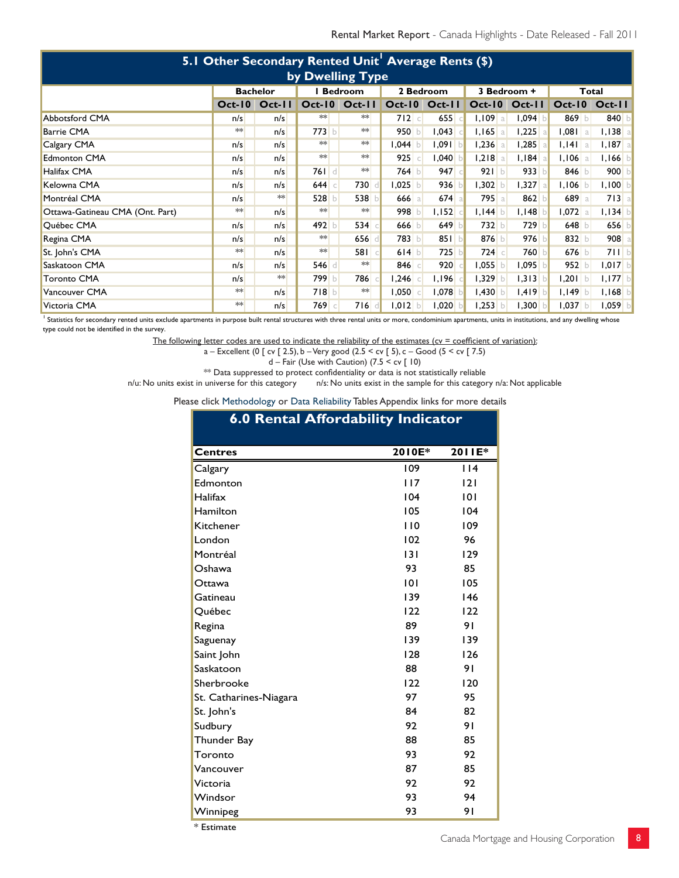## 5.1 Other Secondary Rented Unit[1] Average Rents ($) by Dwelling Type

| | Bachelor | | 1 Bedroom | | 2 Bedroom | | 3 Bedroom + | | Total | |
|---|---|---|---|---|---|---|---|---|---|---|
| | Oct-10 | Oct-11 | Oct-10 | Oct-11 | Oct-10 | Oct-11 | Oct-10 | Oct-11 | Oct-10 | Oct-11 |
| Abbotsford CMA | n/s | n/s | ** | ** | 712 c | 655 c | 1,109 a | 1,094 b | 869 b | 840 b |
| Barrie CMA | ** | n/s | 773 b | ** | 950 b | 1,043 c | 1,165 a | 1,225 a | 1,081 a | 1,138 a |
| Calgary CMA | n/s | n/s | ** | ** | 1,044 b | 1,091 b | 1,236 a | 1,285 a | 1,141 a | 1,187 a |
| Edmonton CMA | n/s | n/s | ** | ** | 925 c | 1,040 b | 1,218 a | 1,184 a | 1,106 a | 1,166 b |
| Halifax CMA | n/s | n/s | 761 d | ** | 764 b | 947 c | 921 b | 933 b | 846 b | 900 b |
| Kelowna CMA | n/s | n/s | 644 c | 730 d | 1,025 b | 936 b | 1,302 b | 1,327 a | 1,106 b | 1,100 b |
| Montréal CMA | n/s | ** | 528 b | 538 b | 666 a | 674 a | 795 a | 862 b | 689 a | 713 a |
| Ottawa-Gatineau CMA (Ont. Part) | ** | n/s | ** | ** | 998 b | 1,152 c | 1,144 b | 1,148 b | 1,072 a | 1,134 b |
| Québec CMA | n/s | n/s | 492 b | 534 c | 666 b | 649 b | 732 b | 729 b | 648 b | 656 b |
| Regina CMA | n/s | n/s | ** | 656 d | 783 b | 851 b | 876 b | 976 b | 832 b | 908 a |
| St. John's CMA | ** | n/s | ** | 581 c | 614 b | 725 b | 724 c | 760 b | 676 b | 711 b |
| Saskatoon CMA | n/s | n/s | 546 d | ** | 846 c | 920 c | 1,055 b | 1,095 b | 952 b | 1,017 b |
| Toronto CMA | n/s | ** | 799 b | 786 c | 1,246 c | 1,196 c | 1,329 b | 1,313 b | 1,201 b | 1,177 b |
| Vancouver CMA | ** | n/s | 718 b | ** | 1,050 c | 1,078 b | 1,430 b | 1,419 b | 1,149 b | 1,168 b |
| Victoria CMA | ** | n/s | 769 c | 716 d | 1,012 b | 1,020 b | 1,253 b | 1,300 b | 1,037 b | 1,059 b |

[1] Statistics for secondary rented units exclude apartments in purpose built rental structures with three rental units or more, condominium apartments, units in institutions, and any dwelling whose type could not be identified in the survey.

The following letter codes are used to indicate the reliability of the estimates (cv = coefficient of variation):

a – Excellent (0 [ cv [ 2.5), b – Very good (2.5 < cv [ 5), c – Good (5 < cv [ 7.5)

d – Fair (Use with Caution) (7.5 < cv [ 10)

** Data suppressed to protect confidentiality or data is not statistically reliable

n/u: No units exist in universe for this category n/s: No units exist in the sample for this category n/a: Not applicable

Please click Methodology or Data Reliability Tables Appendix links for more details

## 6.0 Rental Affordability Indicator

| Centres | 2010E* | 2011E* |
|---|---|---|
| Calgary | 109 | 114 |
| Edmonton | 117 | 121 |
| Halifax | 104 | 101 |
| Hamilton | 105 | 104 |
| Kitchener | 110 | 109 |
| London | 102 | 96 |
| Montréal | 131 | 129 |
| Oshawa | 93 | 85 |
| Ottawa | 101 | 105 |
| Gatineau | 139 | 146 |
| Québec | 122 | 122 |
| Regina | 89 | 91 |
| Saguenay | 139 | 139 |
| Saint John | 128 | 126 |
| Saskatoon | 88 | 91 |
| Sherbrooke | 122 | 120 |
| St. Catharines-Niagara | 97 | 95 |
| St. John's | 84 | 82 |
| Sudbury | 92 | 91 |
| Thunder Bay | 88 | 85 |
| Toronto | 93 | 92 |
| Vancouver | 87 | 85 |
| Victoria | 92 | 92 |
| Windsor | 93 | 94 |
| Winnipeg | 93 | 91 |

* Estimate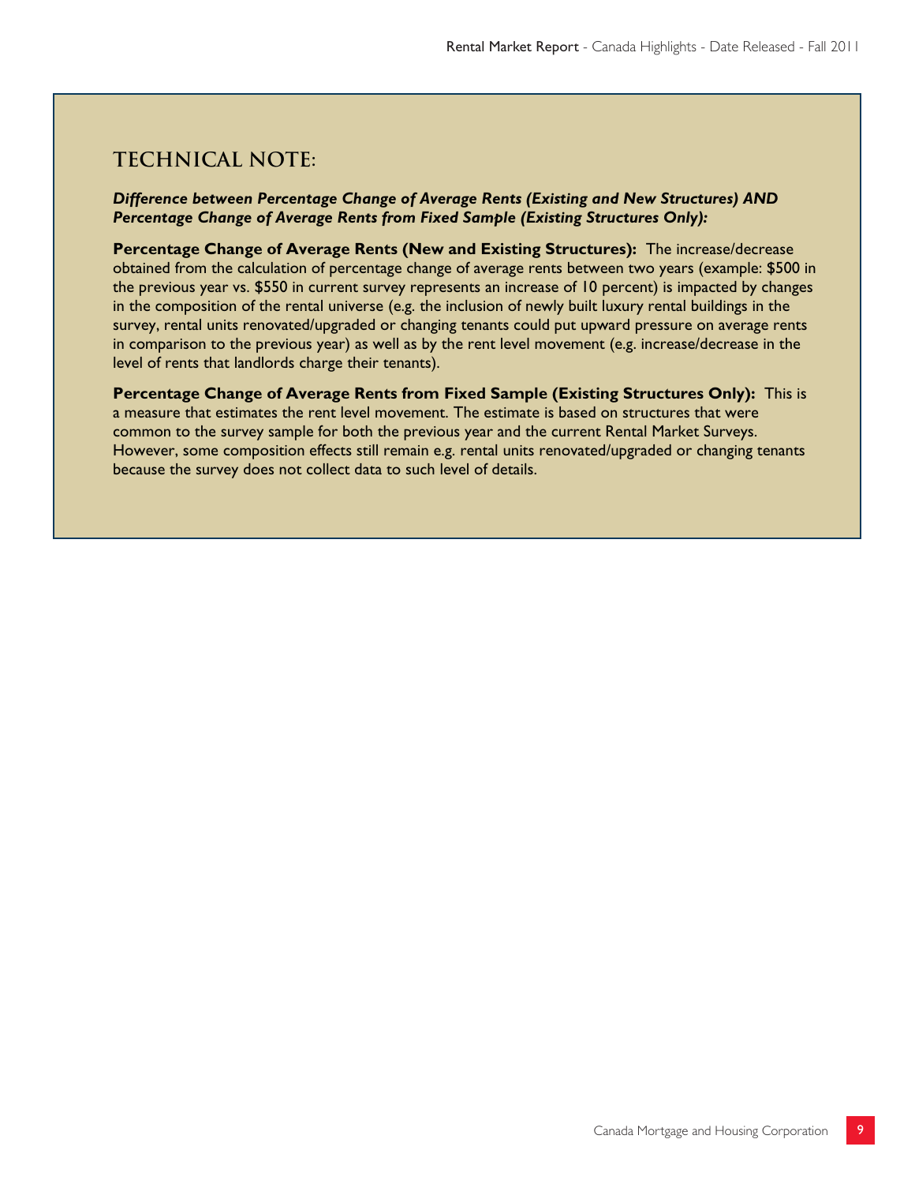## TECHNICAL NOTE:

***Difference between Percentage Change of Average Rents (Existing and New Structures) AND Percentage Change of Average Rents from Fixed Sample (Existing Structures Only):***

**Percentage Change of Average Rents (New and Existing Structures):** The increase/decrease obtained from the calculation of percentage change of average rents between two years (example: $500 in the previous year vs. $550 in current survey represents an increase of 10 percent) is impacted by changes in the composition of the rental universe (e.g. the inclusion of newly built luxury rental buildings in the survey, rental units renovated/upgraded or changing tenants could put upward pressure on average rents in comparison to the previous year) as well as by the rent level movement (e.g. increase/decrease in the level of rents that landlords charge their tenants).

**Percentage Change of Average Rents from Fixed Sample (Existing Structures Only):** This is a measure that estimates the rent level movement. The estimate is based on structures that were common to the survey sample for both the previous year and the current Rental Market Surveys. However, some composition effects still remain e.g. rental units renovated/upgraded or changing tenants because the survey does not collect data to such level of details.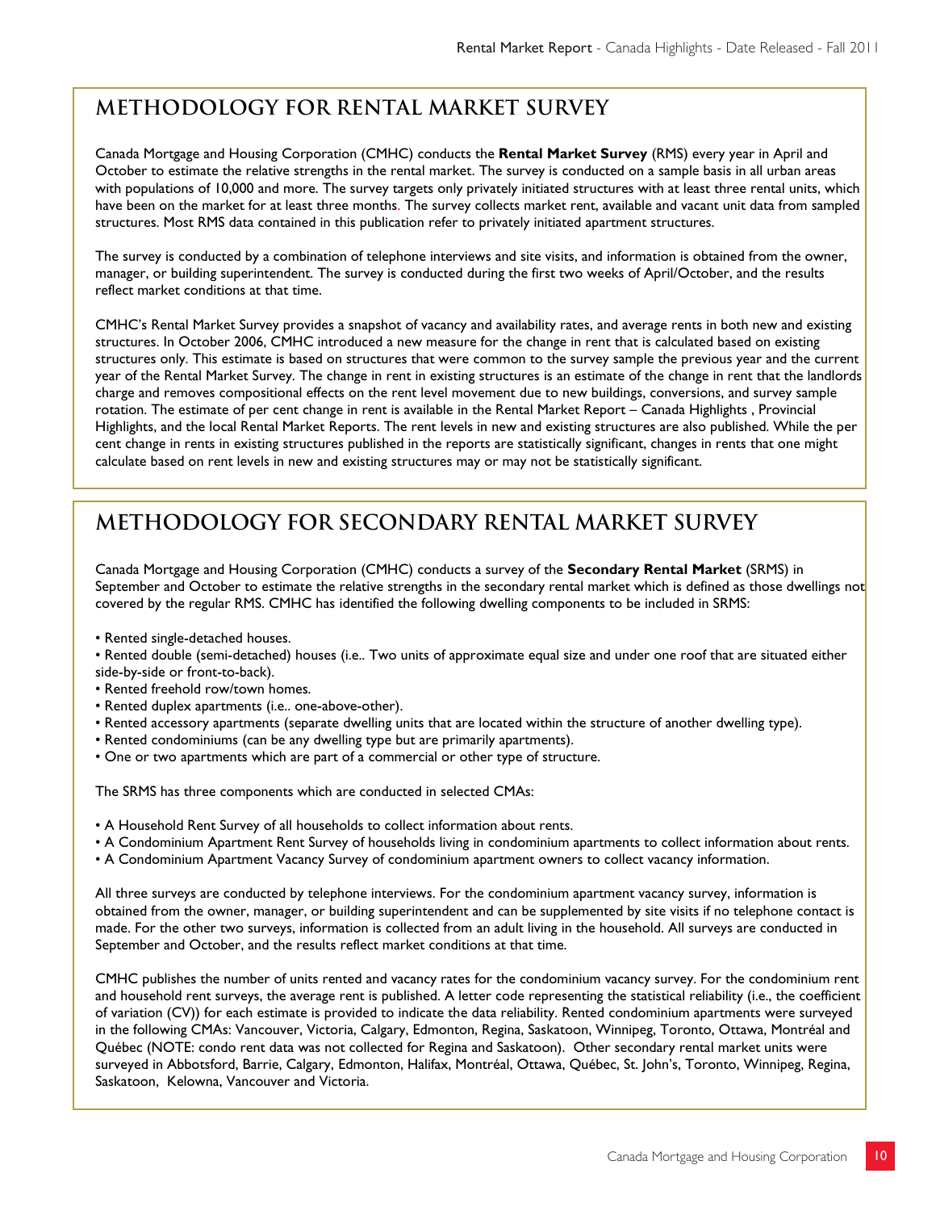## METHODOLOGY FOR RENTAL MARKET SURVEY

Canada Mortgage and Housing Corporation (CMHC) conducts the **Rental Market Survey** (RMS) every year in April and October to estimate the relative strengths in the rental market. The survey is conducted on a sample basis in all urban areas with populations of 10,000 and more. The survey targets only privately initiated structures with at least three rental units, which have been on the market for at least three months. The survey collects market rent, available and vacant unit data from sampled structures. Most RMS data contained in this publication refer to privately initiated apartment structures.

The survey is conducted by a combination of telephone interviews and site visits, and information is obtained from the owner, manager, or building superintendent. The survey is conducted during the first two weeks of April/October, and the results reflect market conditions at that time.

CMHC's Rental Market Survey provides a snapshot of vacancy and availability rates, and average rents in both new and existing structures. In October 2006, CMHC introduced a new measure for the change in rent that is calculated based on existing structures only. This estimate is based on structures that were common to the survey sample the previous year and the current year of the Rental Market Survey. The change in rent in existing structures is an estimate of the change in rent that the landlords charge and removes compositional effects on the rent level movement due to new buildings, conversions, and survey sample rotation. The estimate of per cent change in rent is available in the Rental Market Report – Canada Highlights , Provincial Highlights, and the local Rental Market Reports. The rent levels in new and existing structures are also published. While the per cent change in rents in existing structures published in the reports are statistically significant, changes in rents that one might calculate based on rent levels in new and existing structures may or may not be statistically significant.

## METHODOLOGY FOR SECONDARY RENTAL MARKET SURVEY

Canada Mortgage and Housing Corporation (CMHC) conducts a survey of the **Secondary Rental Market** (SRMS) in September and October to estimate the relative strengths in the secondary rental market which is defined as those dwellings not covered by the regular RMS. CMHC has identified the following dwelling components to be included in SRMS:

- Rented single-detached houses.
- Rented double (semi-detached) houses (i.e.. Two units of approximate equal size and under one roof that are situated either side-by-side or front-to-back).
- Rented freehold row/town homes.
- Rented duplex apartments (i.e.. one-above-other).
- Rented accessory apartments (separate dwelling units that are located within the structure of another dwelling type).
- Rented condominiums (can be any dwelling type but are primarily apartments).
- One or two apartments which are part of a commercial or other type of structure.

The SRMS has three components which are conducted in selected CMAs:

- A Household Rent Survey of all households to collect information about rents.
- A Condominium Apartment Rent Survey of households living in condominium apartments to collect information about rents.
- A Condominium Apartment Vacancy Survey of condominium apartment owners to collect vacancy information.

All three surveys are conducted by telephone interviews. For the condominium apartment vacancy survey, information is obtained from the owner, manager, or building superintendent and can be supplemented by site visits if no telephone contact is made. For the other two surveys, information is collected from an adult living in the household. All surveys are conducted in September and October, and the results reflect market conditions at that time.

CMHC publishes the number of units rented and vacancy rates for the condominium vacancy survey. For the condominium rent and household rent surveys, the average rent is published. A letter code representing the statistical reliability (i.e., the coefficient of variation (CV)) for each estimate is provided to indicate the data reliability. Rented condominium apartments were surveyed in the following CMAs: Vancouver, Victoria, Calgary, Edmonton, Regina, Saskatoon, Winnipeg, Toronto, Ottawa, Montréal and Québec (NOTE: condo rent data was not collected for Regina and Saskatoon). Other secondary rental market units were surveyed in Abbotsford, Barrie, Calgary, Edmonton, Halifax, Montréal, Ottawa, Québec, St. John's, Toronto, Winnipeg, Regina, Saskatoon, Kelowna, Vancouver and Victoria.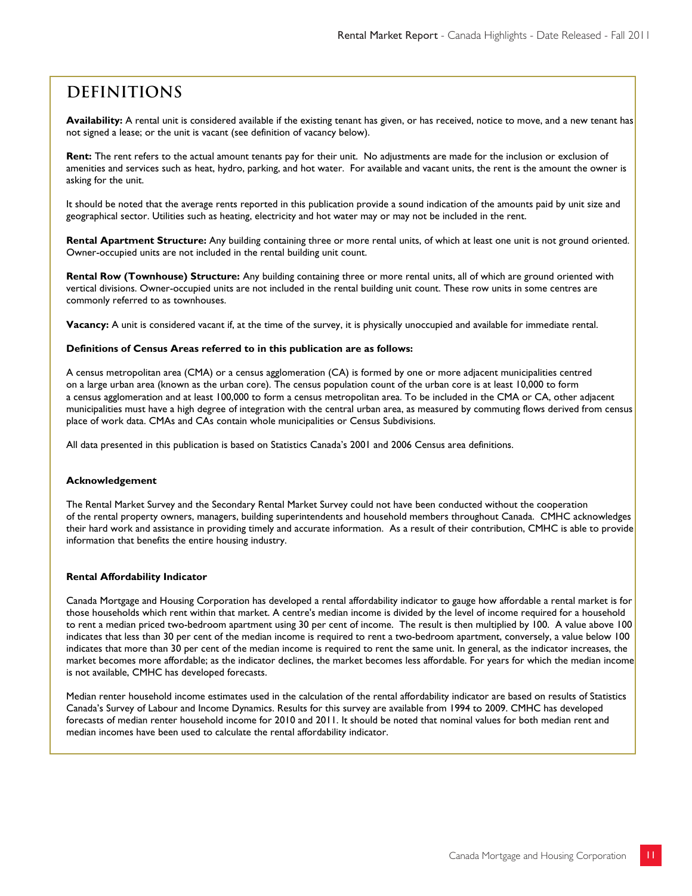## DEFINITIONS

**Availability:** A rental unit is considered available if the existing tenant has given, or has received, notice to move, and a new tenant has not signed a lease; or the unit is vacant (see definition of vacancy below).

**Rent:** The rent refers to the actual amount tenants pay for their unit. No adjustments are made for the inclusion or exclusion of amenities and services such as heat, hydro, parking, and hot water. For available and vacant units, the rent is the amount the owner is asking for the unit.

It should be noted that the average rents reported in this publication provide a sound indication of the amounts paid by unit size and geographical sector. Utilities such as heating, electricity and hot water may or may not be included in the rent.

**Rental Apartment Structure:** Any building containing three or more rental units, of which at least one unit is not ground oriented. Owner-occupied units are not included in the rental building unit count.

**Rental Row (Townhouse) Structure:** Any building containing three or more rental units, all of which are ground oriented with vertical divisions. Owner-occupied units are not included in the rental building unit count. These row units in some centres are commonly referred to as townhouses.

**Vacancy:** A unit is considered vacant if, at the time of the survey, it is physically unoccupied and available for immediate rental.

**Definitions of Census Areas referred to in this publication are as follows:**

A census metropolitan area (CMA) or a census agglomeration (CA) is formed by one or more adjacent municipalities centred on a large urban area (known as the urban core). The census population count of the urban core is at least 10,000 to form a census agglomeration and at least 100,000 to form a census metropolitan area. To be included in the CMA or CA, other adjacent municipalities must have a high degree of integration with the central urban area, as measured by commuting flows derived from census place of work data. CMAs and CAs contain whole municipalities or Census Subdivisions.

All data presented in this publication is based on Statistics Canada's 2001 and 2006 Census area definitions.

**Acknowledgement**

The Rental Market Survey and the Secondary Rental Market Survey could not have been conducted without the cooperation of the rental property owners, managers, building superintendents and household members throughout Canada. CMHC acknowledges their hard work and assistance in providing timely and accurate information. As a result of their contribution, CMHC is able to provide information that benefits the entire housing industry.

**Rental Affordability Indicator**

Canada Mortgage and Housing Corporation has developed a rental affordability indicator to gauge how affordable a rental market is for those households which rent within that market. A centre's median income is divided by the level of income required for a household to rent a median priced two-bedroom apartment using 30 per cent of income. The result is then multiplied by 100. A value above 100 indicates that less than 30 per cent of the median income is required to rent a two-bedroom apartment, conversely, a value below 100 indicates that more than 30 per cent of the median income is required to rent the same unit. In general, as the indicator increases, the market becomes more affordable; as the indicator declines, the market becomes less affordable. For years for which the median income is not available, CMHC has developed forecasts.

Median renter household income estimates used in the calculation of the rental affordability indicator are based on results of Statistics Canada's Survey of Labour and Income Dynamics. Results for this survey are available from 1994 to 2009. CMHC has developed forecasts of median renter household income for 2010 and 2011. It should be noted that nominal values for both median rent and median incomes have been used to calculate the rental affordability indicator.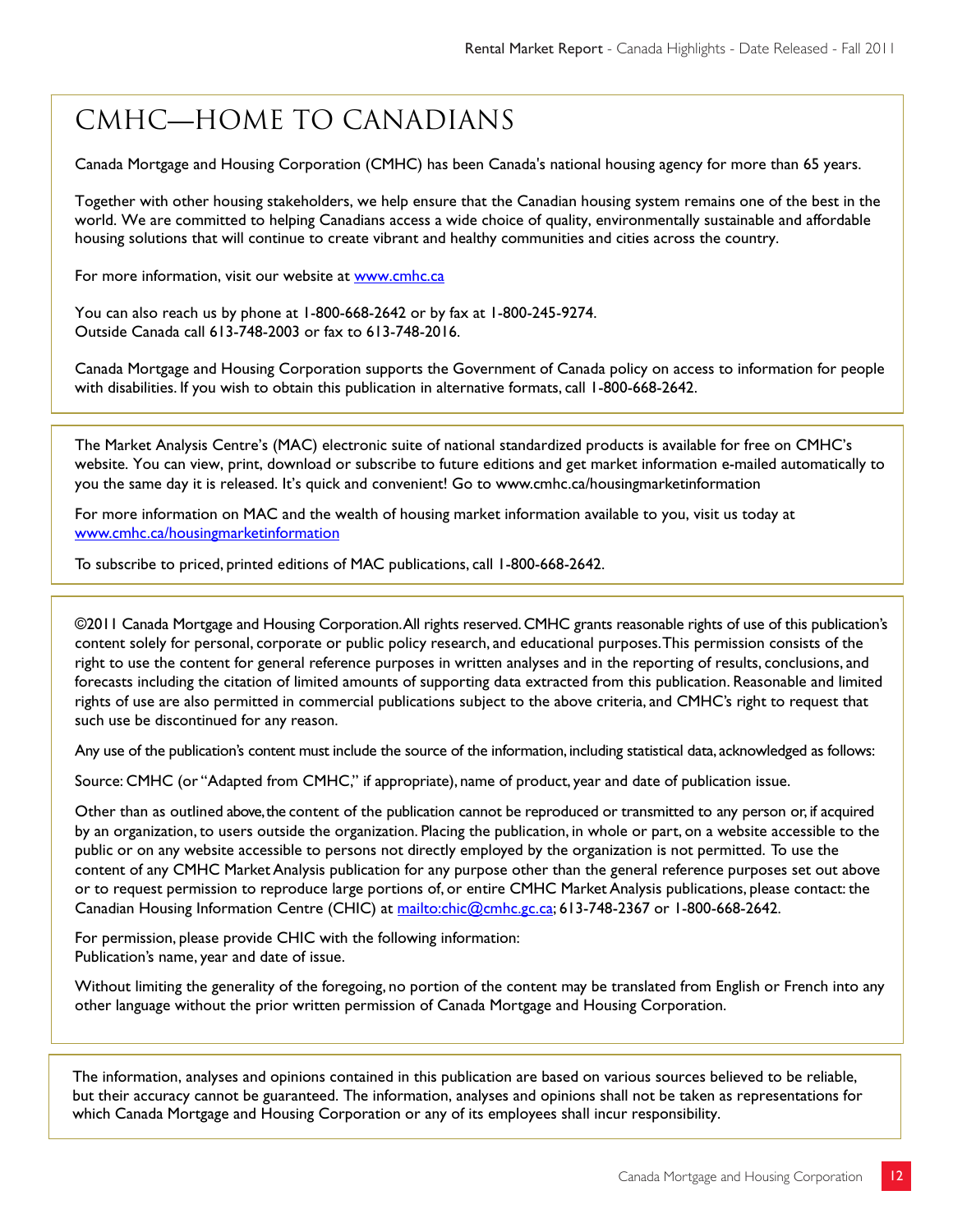# CMHC—HOME TO CANADIANS

Canada Mortgage and Housing Corporation (CMHC) has been Canada's national housing agency for more than 65 years.

Together with other housing stakeholders, we help ensure that the Canadian housing system remains one of the best in the world. We are committed to helping Canadians access a wide choice of quality, environmentally sustainable and affordable housing solutions that will continue to create vibrant and healthy communities and cities across the country.

For more information, visit our website at www.cmhc.ca

You can also reach us by phone at 1-800-668-2642 or by fax at 1-800-245-9274.
Outside Canada call 613-748-2003 or fax to 613-748-2016.

Canada Mortgage and Housing Corporation supports the Government of Canada policy on access to information for people with disabilities. If you wish to obtain this publication in alternative formats, call 1-800-668-2642.

---

The Market Analysis Centre's (MAC) electronic suite of national standardized products is available for free on CMHC's website. You can view, print, download or subscribe to future editions and get market information e-mailed automatically to you the same day it is released. It's quick and convenient! Go to www.cmhc.ca/housingmarketinformation

For more information on MAC and the wealth of housing market information available to you, visit us today at www.cmhc.ca/housingmarketinformation

To subscribe to priced, printed editions of MAC publications, call 1-800-668-2642.

---

©2011 Canada Mortgage and Housing Corporation. All rights reserved. CMHC grants reasonable rights of use of this publication's content solely for personal, corporate or public policy research, and educational purposes. This permission consists of the right to use the content for general reference purposes in written analyses and in the reporting of results, conclusions, and forecasts including the citation of limited amounts of supporting data extracted from this publication. Reasonable and limited rights of use are also permitted in commercial publications subject to the above criteria, and CMHC's right to request that such use be discontinued for any reason.

Any use of the publication's content must include the source of the information, including statistical data, acknowledged as follows:

Source: CMHC (or "Adapted from CMHC," if appropriate), name of product, year and date of publication issue.

Other than as outlined above, the content of the publication cannot be reproduced or transmitted to any person or, if acquired by an organization, to users outside the organization. Placing the publication, in whole or part, on a website accessible to the public or on any website accessible to persons not directly employed by the organization is not permitted. To use the content of any CMHC Market Analysis publication for any purpose other than the general reference purposes set out above or to request permission to reproduce large portions of, or entire CMHC Market Analysis publications, please contact: the Canadian Housing Information Centre (CHIC) at mailto:chic@cmhc.gc.ca; 613-748-2367 or 1-800-668-2642.

For permission, please provide CHIC with the following information:
Publication's name, year and date of issue.

Without limiting the generality of the foregoing, no portion of the content may be translated from English or French into any other language without the prior written permission of Canada Mortgage and Housing Corporation.

---

The information, analyses and opinions contained in this publication are based on various sources believed to be reliable, but their accuracy cannot be guaranteed. The information, analyses and opinions shall not be taken as representations for which Canada Mortgage and Housing Corporation or any of its employees shall incur responsibility.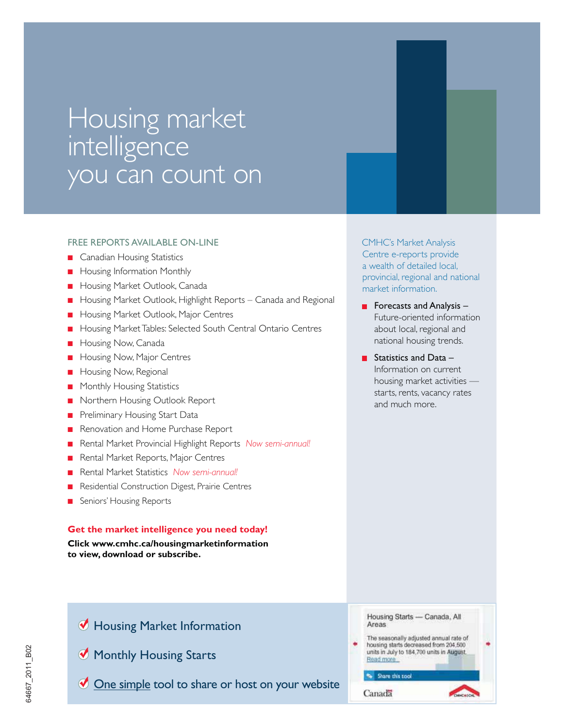# Housing market intelligence you can count on

## FREE REPORTS AVAILABLE ON-LINE

- Canadian Housing Statistics
- Housing Information Monthly
- Housing Market Outlook, Canada
- Housing Market Outlook, Highlight Reports – Canada and Regional
- Housing Market Outlook, Major Centres
- Housing Market Tables: Selected South Central Ontario Centres
- Housing Now, Canada
- Housing Now, Major Centres
- Housing Now, Regional
- Monthly Housing Statistics
- Northern Housing Outlook Report
- Preliminary Housing Start Data
- Renovation and Home Purchase Report
- Rental Market Provincial Highlight Reports *Now semi-annual!*
- Rental Market Reports, Major Centres
- Rental Market Statistics *Now semi-annual!*
- Residential Construction Digest, Prairie Centres
- Seniors' Housing Reports

**Get the market intelligence you need today!**

**Click www.cmhc.ca/housingmarketinformation to view, download or subscribe.**

CMHC's Market Analysis Centre e-reports provide a wealth of detailed local, provincial, regional and national market information.

- Forecasts and Analysis – Future-oriented information about local, regional and national housing trends.
- Statistics and Data – Information on current housing market activities — starts, rents, vacancy rates and much more.

✔ Housing Market Information

✔ Monthly Housing Starts

✔ One simple tool to share or host on your website

Housing Starts — Canada, All Areas

The seasonally adjusted annual rate of housing starts decreased from 204,500 units in July to 184,700 units in August. Read more

Share this tool

Canada

64667_2011_B02